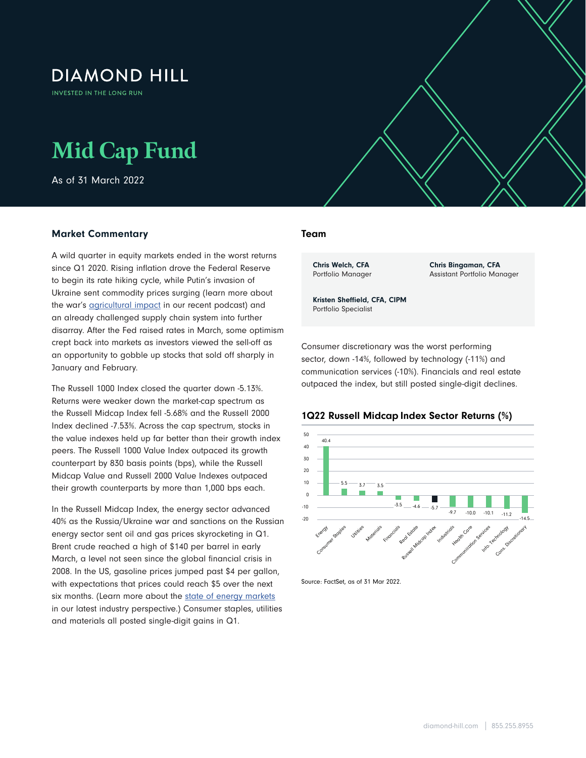DIAMOND HILL

INVESTED IN THE LONG RUN

# Mid Cap Fund

As of 31 March 2022

## Market Commentary

A wild quarter in equity markets ended in the worst returns since Q1 2020. Rising inflation drove the Federal Reserve to begin its rate hiking cycle, while Putin's invasion of Ukraine sent commodity prices surging (learn more about the war's agricultural impact in our recent podcast) and an already challenged supply chain system into further disarray. After the Fed raised rates in March, some optimism crept back into markets as investors viewed the sell-off as an opportunity to gobble up stocks that sold off sharply in January and February.

The Russell 1000 Index closed the quarter down -5.13%. Returns were weaker down the market-cap spectrum as the Russell Midcap Index fell -5.68% and the Russell 2000 Index declined -7.53%. Across the cap spectrum, stocks in the value indexes held up far better than their growth index peers. The Russell 1000 Value Index outpaced its growth counterpart by 830 basis points (bps), while the Russell Midcap Value and Russell 2000 Value Indexes outpaced their growth counterparts by more than 1,000 bps each.

In the Russell Midcap Index, the energy sector advanced 40% as the Russia/Ukraine war and sanctions on the Russian energy sector sent oil and gas prices skyrocketing in Q1. Brent crude reached a high of $140 per barrel in early March, a level not seen since the global financial crisis in 2008. In the US, gasoline prices jumped past $4 per gallon, with expectations that prices could reach $5 over the next six months. (Learn more about the state of energy markets in our latest industry perspective.) Consumer staples, utilities and materials all posted single-digit gains in Q1.

## Team

**Chris Welch, CFA**
Portfolio Manager

**Chris Bingaman, CFA**
Assistant Portfolio Manager

**Kristen Sheffield, CFA, CIPM**
Portfolio Specialist

Consumer discretionary was the worst performing sector, down -14%, followed by technology (-11%) and communication services (-10%). Financials and real estate outpaced the index, but still posted single-digit declines.

### 1Q22 Russell Midcap Index Sector Returns (%)

| Sector | Return (%) |
|---|---|
| Energy | 40.4 |
| Consumer Staples | 5.5 |
| Utilities | 3.7 |
| Materials | 3.5 |
| Financials | -3.5 |
| Real Estate | -4.6 |
| Russell Midcap Index | -5.7 |
| Industrials | -9.7 |
| Health Care | -10.0 |
| Communication Services | -10.1 |
| Info. Technology | -11.2 |
| Cons. Discretionary | -14.5 |

Source: FactSet, as of 31 Mar 2022.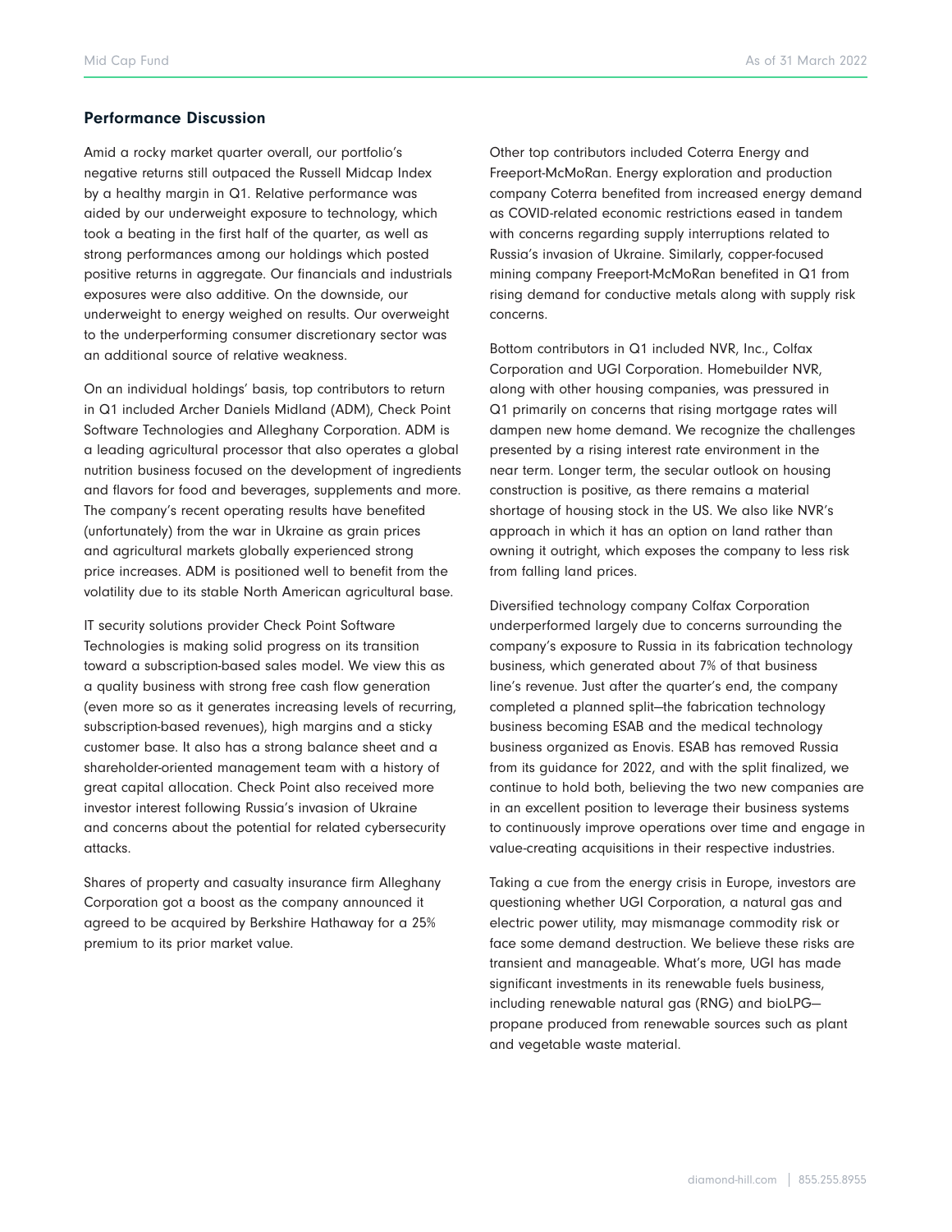## Performance Discussion

Amid a rocky market quarter overall, our portfolio's negative returns still outpaced the Russell Midcap Index by a healthy margin in Q1. Relative performance was aided by our underweight exposure to technology, which took a beating in the first half of the quarter, as well as strong performances among our holdings which posted positive returns in aggregate. Our financials and industrials exposures were also additive. On the downside, our underweight to energy weighed on results. Our overweight to the underperforming consumer discretionary sector was an additional source of relative weakness.

On an individual holdings' basis, top contributors to return in Q1 included Archer Daniels Midland (ADM), Check Point Software Technologies and Alleghany Corporation. ADM is a leading agricultural processor that also operates a global nutrition business focused on the development of ingredients and flavors for food and beverages, supplements and more. The company's recent operating results have benefited (unfortunately) from the war in Ukraine as grain prices and agricultural markets globally experienced strong price increases. ADM is positioned well to benefit from the volatility due to its stable North American agricultural base.

IT security solutions provider Check Point Software Technologies is making solid progress on its transition toward a subscription-based sales model. We view this as a quality business with strong free cash flow generation (even more so as it generates increasing levels of recurring, subscription-based revenues), high margins and a sticky customer base. It also has a strong balance sheet and a shareholder-oriented management team with a history of great capital allocation. Check Point also received more investor interest following Russia's invasion of Ukraine and concerns about the potential for related cybersecurity attacks.

Shares of property and casualty insurance firm Alleghany Corporation got a boost as the company announced it agreed to be acquired by Berkshire Hathaway for a 25% premium to its prior market value.

Other top contributors included Coterra Energy and Freeport-McMoRan. Energy exploration and production company Coterra benefited from increased energy demand as COVID-related economic restrictions eased in tandem with concerns regarding supply interruptions related to Russia's invasion of Ukraine. Similarly, copper-focused mining company Freeport-McMoRan benefited in Q1 from rising demand for conductive metals along with supply risk concerns.

Bottom contributors in Q1 included NVR, Inc., Colfax Corporation and UGI Corporation. Homebuilder NVR, along with other housing companies, was pressured in Q1 primarily on concerns that rising mortgage rates will dampen new home demand. We recognize the challenges presented by a rising interest rate environment in the near term. Longer term, the secular outlook on housing construction is positive, as there remains a material shortage of housing stock in the US. We also like NVR's approach in which it has an option on land rather than owning it outright, which exposes the company to less risk from falling land prices.

Diversified technology company Colfax Corporation underperformed largely due to concerns surrounding the company's exposure to Russia in its fabrication technology business, which generated about 7% of that business line's revenue. Just after the quarter's end, the company completed a planned split—the fabrication technology business becoming ESAB and the medical technology business organized as Enovis. ESAB has removed Russia from its guidance for 2022, and with the split finalized, we continue to hold both, believing the two new companies are in an excellent position to leverage their business systems to continuously improve operations over time and engage in value-creating acquisitions in their respective industries.

Taking a cue from the energy crisis in Europe, investors are questioning whether UGI Corporation, a natural gas and electric power utility, may mismanage commodity risk or face some demand destruction. We believe these risks are transient and manageable. What's more, UGI has made significant investments in its renewable fuels business, including renewable natural gas (RNG) and bioLPG—propane produced from renewable sources such as plant and vegetable waste material.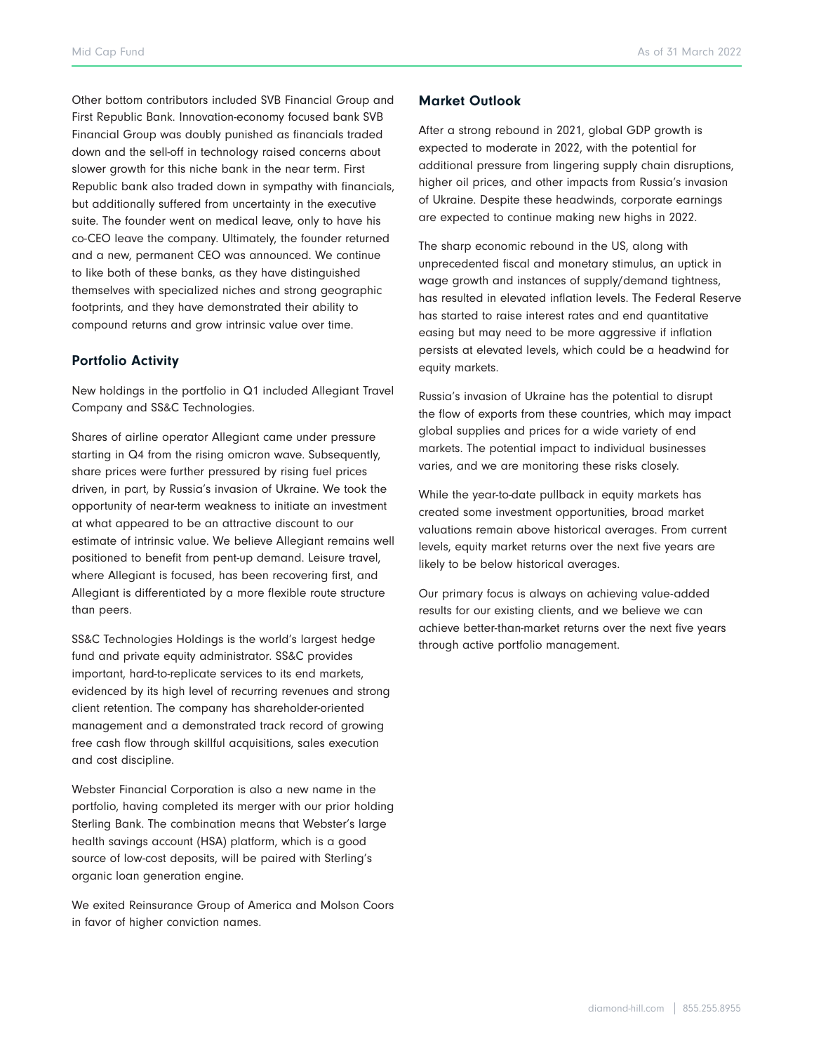Other bottom contributors included SVB Financial Group and First Republic Bank. Innovation-economy focused bank SVB Financial Group was doubly punished as financials traded down and the sell-off in technology raised concerns about slower growth for this niche bank in the near term. First Republic bank also traded down in sympathy with financials, but additionally suffered from uncertainty in the executive suite. The founder went on medical leave, only to have his co-CEO leave the company. Ultimately, the founder returned and a new, permanent CEO was announced. We continue to like both of these banks, as they have distinguished themselves with specialized niches and strong geographic footprints, and they have demonstrated their ability to compound returns and grow intrinsic value over time.

## Portfolio Activity

New holdings in the portfolio in Q1 included Allegiant Travel Company and SS&C Technologies.

Shares of airline operator Allegiant came under pressure starting in Q4 from the rising omicron wave. Subsequently, share prices were further pressured by rising fuel prices driven, in part, by Russia's invasion of Ukraine. We took the opportunity of near-term weakness to initiate an investment at what appeared to be an attractive discount to our estimate of intrinsic value. We believe Allegiant remains well positioned to benefit from pent-up demand. Leisure travel, where Allegiant is focused, has been recovering first, and Allegiant is differentiated by a more flexible route structure than peers.

SS&C Technologies Holdings is the world's largest hedge fund and private equity administrator. SS&C provides important, hard-to-replicate services to its end markets, evidenced by its high level of recurring revenues and strong client retention. The company has shareholder-oriented management and a demonstrated track record of growing free cash flow through skillful acquisitions, sales execution and cost discipline.

Webster Financial Corporation is also a new name in the portfolio, having completed its merger with our prior holding Sterling Bank. The combination means that Webster's large health savings account (HSA) platform, which is a good source of low-cost deposits, will be paired with Sterling's organic loan generation engine.

We exited Reinsurance Group of America and Molson Coors in favor of higher conviction names.

## Market Outlook

After a strong rebound in 2021, global GDP growth is expected to moderate in 2022, with the potential for additional pressure from lingering supply chain disruptions, higher oil prices, and other impacts from Russia's invasion of Ukraine. Despite these headwinds, corporate earnings are expected to continue making new highs in 2022.

The sharp economic rebound in the US, along with unprecedented fiscal and monetary stimulus, an uptick in wage growth and instances of supply/demand tightness, has resulted in elevated inflation levels. The Federal Reserve has started to raise interest rates and end quantitative easing but may need to be more aggressive if inflation persists at elevated levels, which could be a headwind for equity markets.

Russia's invasion of Ukraine has the potential to disrupt the flow of exports from these countries, which may impact global supplies and prices for a wide variety of end markets. The potential impact to individual businesses varies, and we are monitoring these risks closely.

While the year-to-date pullback in equity markets has created some investment opportunities, broad market valuations remain above historical averages. From current levels, equity market returns over the next five years are likely to be below historical averages.

Our primary focus is always on achieving value-added results for our existing clients, and we believe we can achieve better-than-market returns over the next five years through active portfolio management.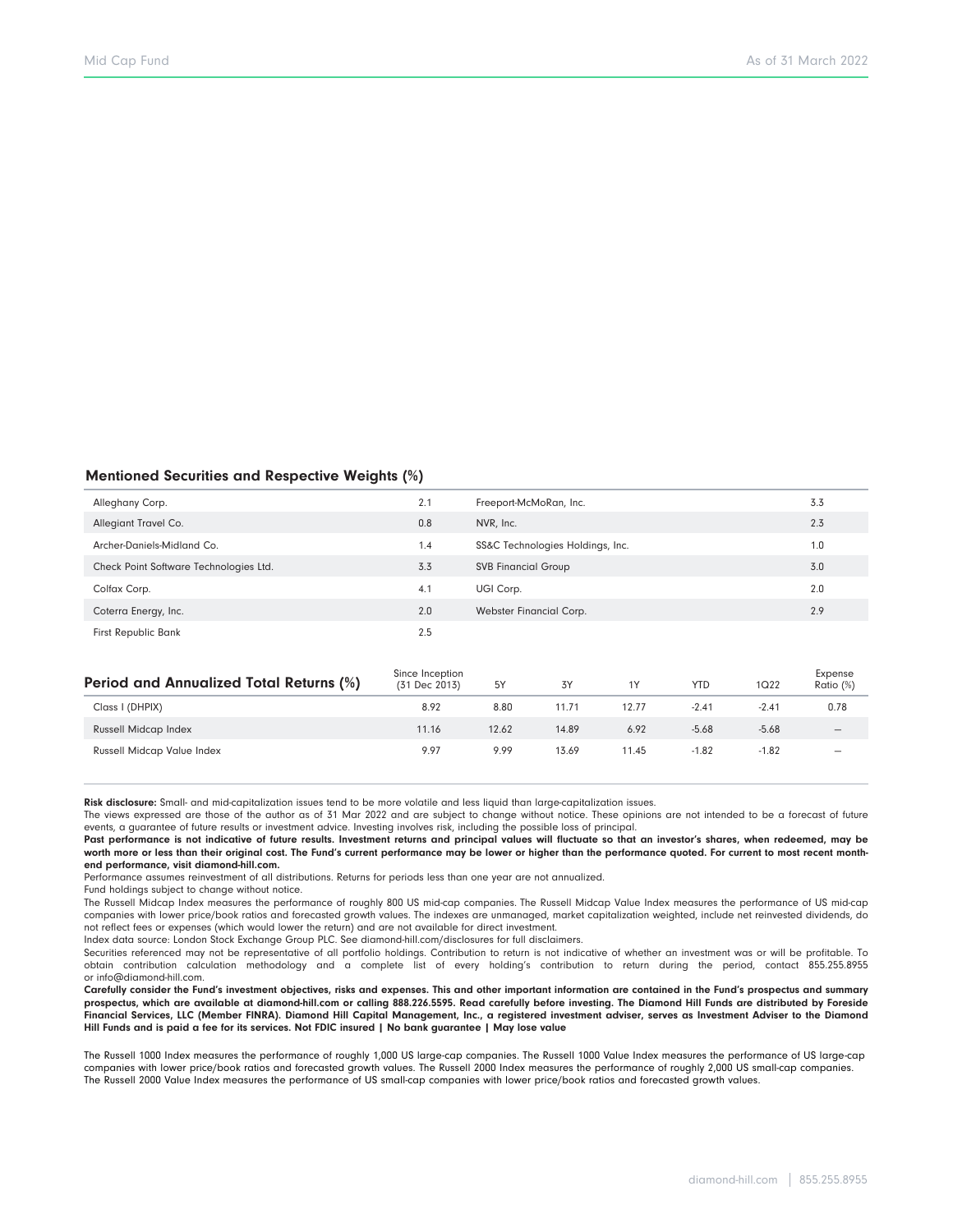## Mentioned Securities and Respective Weights (%)

| | | | |
|---|---|---|---|
| Alleghany Corp. | 2.1 | Freeport-McMoRan, Inc. | 3.3 |
| Allegiant Travel Co. | 0.8 | NVR, Inc. | 2.3 |
| Archer-Daniels-Midland Co. | 1.4 | SS&C Technologies Holdings, Inc. | 1.0 |
| Check Point Software Technologies Ltd. | 3.3 | SVB Financial Group | 3.0 |
| Colfax Corp. | 4.1 | UGI Corp. | 2.0 |
| Coterra Energy, Inc. | 2.0 | Webster Financial Corp. | 2.9 |
| First Republic Bank | 2.5 | | |

| Period and Annualized Total Returns (%) | Since Inception (31 Dec 2013) | 5Y | 3Y | 1Y | YTD | 1Q22 | Expense Ratio (%) |
|---|---|---|---|---|---|---|---|
| Class I (DHPIX) | 8.92 | 8.80 | 11.71 | 12.77 | -2.41 | -2.41 | 0.78 |
| Russell Midcap Index | 11.16 | 12.62 | 14.89 | 6.92 | -5.68 | -5.68 | – |
| Russell Midcap Value Index | 9.97 | 9.99 | 13.69 | 11.45 | -1.82 | -1.82 | – |

**Risk disclosure:** Small- and mid-capitalization issues tend to be more volatile and less liquid than large-capitalization issues.

The views expressed are those of the author as of 31 Mar 2022 and are subject to change without notice. These opinions are not intended to be a forecast of future events, a guarantee of future results or investment advice. Investing involves risk, including the possible loss of principal.

**Past performance is not indicative of future results. Investment returns and principal values will fluctuate so that an investor's shares, when redeemed, may be worth more or less than their original cost. The Fund's current performance may be lower or higher than the performance quoted. For current to most recent month-end performance, visit diamond-hill.com.**

Performance assumes reinvestment of all distributions. Returns for periods less than one year are not annualized.

Fund holdings subject to change without notice.

The Russell Midcap Index measures the performance of roughly 800 US mid-cap companies. The Russell Midcap Value Index measures the performance of US mid-cap companies with lower price/book ratios and forecasted growth values. The indexes are unmanaged, market capitalization weighted, include net reinvested dividends, do not reflect fees or expenses (which would lower the return) and are not available for direct investment.

Index data source: London Stock Exchange Group PLC. See diamond-hill.com/disclosures for full disclaimers.

Securities referenced may not be representative of all portfolio holdings. Contribution to return is not indicative of whether an investment was or will be profitable. To obtain contribution calculation methodology and a complete list of every holding's contribution to return during the period, contact 855.255.8955 or info@diamond-hill.com.

**Carefully consider the Fund's investment objectives, risks and expenses. This and other important information are contained in the Fund's prospectus and summary prospectus, which are available at diamond-hill.com or calling 888.226.5595. Read carefully before investing. The Diamond Hill Funds are distributed by Foreside Financial Services, LLC (Member FINRA). Diamond Hill Capital Management, Inc., a registered investment adviser, serves as Investment Adviser to the Diamond Hill Funds and is paid a fee for its services. Not FDIC insured | No bank guarantee | May lose value**

The Russell 1000 Index measures the performance of roughly 1,000 US large-cap companies. The Russell 1000 Value Index measures the performance of US large-cap companies with lower price/book ratios and forecasted growth values. The Russell 2000 Index measures the performance of roughly 2,000 US small-cap companies. The Russell 2000 Value Index measures the performance of US small-cap companies with lower price/book ratios and forecasted growth values.